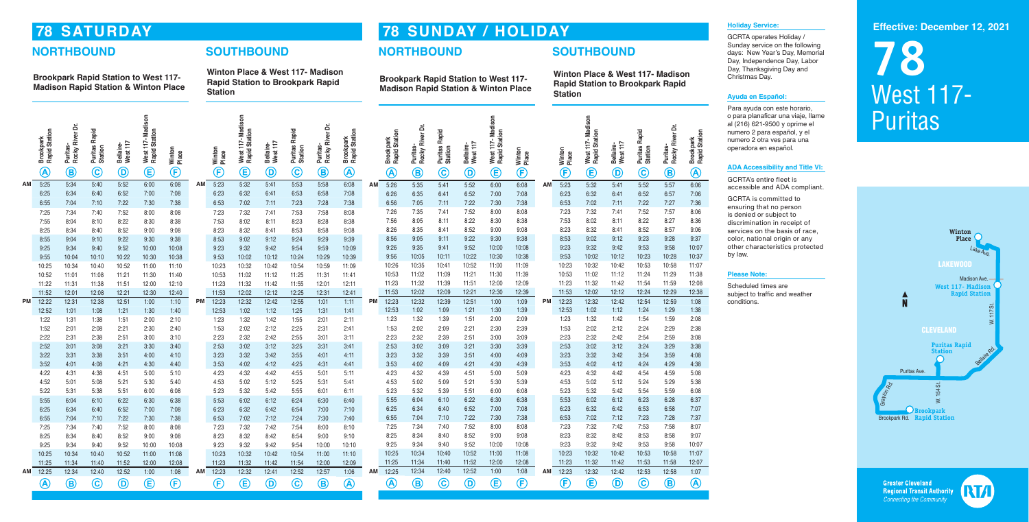# 78 SATURDAY

## NORTHBOUND

**Brookpark Rapid Station to West 117-Madison Rapid Station & Winton Place**

| | Brookpark Rapid Station (A) | Puritas-Rocky River Dr. (B) | Puritas Rapid Station (C) | Bellaire-West 117 (D) | West 117-Madison Rapid Station (E) | Winton Place (F) |
|---|---|---|---|---|---|---|
| AM | 5:25 | 5:34 | 5:40 | 5:52 | 6:00 | 6:08 |
| | 6:25 | 6:34 | 6:40 | 6:52 | 7:00 | 7:08 |
| | 6:55 | 7:04 | 7:10 | 7:22 | 7:30 | 7:38 |
| | 7:25 | 7:34 | 7:40 | 7:52 | 8:00 | 8:08 |
| | 7:55 | 8:04 | 8:10 | 8:22 | 8:30 | 8:38 |
| | 8:25 | 8:34 | 8:40 | 8:52 | 9:00 | 9:08 |
| | 8:55 | 9:04 | 9:10 | 9:22 | 9:30 | 9:38 |
| | 9:25 | 9:34 | 9:40 | 9:52 | 10:00 | 10:08 |
| | 9:55 | 10:04 | 10:10 | 10:22 | 10:30 | 10:38 |
| | 10:25 | 10:34 | 10:40 | 10:52 | 11:00 | 11:10 |
| | 10:52 | 11:01 | 11:08 | 11:21 | 11:30 | 11:40 |
| | 11:22 | 11:31 | 11:38 | 11:51 | 12:00 | 12:10 |
| | 11:52 | 12:01 | 12:08 | 12:21 | 12:30 | 12:40 |
| PM | 12:22 | 12:31 | 12:38 | 12:51 | 1:00 | 1:10 |
| | 12:52 | 1:01 | 1:08 | 1:21 | 1:30 | 1:40 |
| | 1:22 | 1:31 | 1:38 | 1:51 | 2:00 | 2:10 |
| | 1:52 | 2:01 | 2:08 | 2:21 | 2:30 | 2:40 |
| | 2:22 | 2:31 | 2:38 | 2:51 | 3:00 | 3:10 |
| | 2:52 | 3:01 | 3:08 | 3:21 | 3:30 | 3:40 |
| | 3:22 | 3:31 | 3:38 | 3:51 | 4:00 | 4:10 |
| | 3:52 | 4:01 | 4:08 | 4:21 | 4:30 | 4:40 |
| | 4:22 | 4:31 | 4:38 | 4:51 | 5:00 | 5:10 |
| | 4:52 | 5:01 | 5:08 | 5:21 | 5:30 | 5:40 |
| | 5:22 | 5:31 | 5:38 | 5:51 | 6:00 | 6:08 |
| | 5:55 | 6:04 | 6:10 | 6:22 | 6:30 | 6:38 |
| | 6:25 | 6:34 | 6:40 | 6:52 | 7:00 | 7:08 |
| | 6:55 | 7:04 | 7:10 | 7:22 | 7:30 | 7:38 |
| | 7:25 | 7:34 | 7:40 | 7:52 | 8:00 | 8:08 |
| | 8:25 | 8:34 | 8:40 | 8:52 | 9:00 | 9:08 |
| | 9:25 | 9:34 | 9:40 | 9:52 | 10:00 | 10:08 |
| | 10:25 | 10:34 | 10:40 | 10:52 | 11:00 | 11:08 |
| | 11:25 | 11:34 | 11:40 | 11:52 | 12:00 | 12:08 |
| AM | 12:25 | 12:34 | 12:40 | 12:52 | 1:00 | 1:08 |

## SOUTHBOUND

**Winton Place & West 117- Madison Rapid Station to Brookpark Rapid Station**

| | Winton Place (F) | West 117-Madison Rapid Station (E) | Bellaire-West 117 (D) | Puritas Rapid Station (C) | Puritas-Rocky River Dr. (B) | Brookpark Rapid Station (A) |
|---|---|---|---|---|---|---|
| AM | 5:23 | 5:32 | 5:41 | 5:53 | 5:58 | 6:08 |
| | 6:23 | 6:32 | 6:41 | 6:53 | 6:58 | 7:08 |
| | 6:53 | 7:02 | 7:11 | 7:23 | 7:28 | 7:38 |
| | 7:23 | 7:32 | 7:41 | 7:53 | 7:58 | 8:08 |
| | 7:53 | 8:02 | 8:11 | 8:23 | 8:28 | 8:38 |
| | 8:23 | 8:32 | 8:41 | 8:53 | 8:58 | 9:08 |
| | 8:53 | 9:02 | 9:12 | 9:24 | 9:29 | 9:39 |
| | 9:23 | 9:32 | 9:42 | 9:54 | 9:59 | 10:09 |
| | 9:53 | 10:02 | 10:12 | 10:24 | 10:29 | 10:39 |
| | 10:23 | 10:32 | 10:42 | 10:54 | 10:59 | 11:09 |
| | 10:53 | 11:02 | 11:12 | 11:25 | 11:31 | 11:41 |
| | 11:23 | 11:32 | 11:42 | 11:55 | 12:01 | 12:11 |
| | 11:53 | 12:02 | 12:12 | 12:25 | 12:31 | 12:41 |
| PM | 12:23 | 12:32 | 12:42 | 12:55 | 1:01 | 1:11 |
| | 12:53 | 1:02 | 1:12 | 1:25 | 1:31 | 1:41 |
| | 1:23 | 1:32 | 1:42 | 1:55 | 2:01 | 2:11 |
| | 1:53 | 2:02 | 2:12 | 2:25 | 2:31 | 2:41 |
| | 2:23 | 2:32 | 2:42 | 2:55 | 3:01 | 3:11 |
| | 2:53 | 3:02 | 3:12 | 3:25 | 3:31 | 3:41 |
| | 3:23 | 3:32 | 3:42 | 3:55 | 4:01 | 4:11 |
| | 3:53 | 4:02 | 4:12 | 4:25 | 4:31 | 4:41 |
| | 4:23 | 4:32 | 4:42 | 4:55 | 5:01 | 5:11 |
| | 4:53 | 5:02 | 5:12 | 5:25 | 5:31 | 5:41 |
| | 5:23 | 5:32 | 5:42 | 5:55 | 6:01 | 6:11 |
| | 5:53 | 6:02 | 6:12 | 6:24 | 6:30 | 6:40 |
| | 6:23 | 6:32 | 6:42 | 6:54 | 7:00 | 7:10 |
| | 6:53 | 7:02 | 7:12 | 7:24 | 7:30 | 7:40 |
| | 7:23 | 7:32 | 7:42 | 7:54 | 8:00 | 8:10 |
| | 8:23 | 8:32 | 8:42 | 8:54 | 9:00 | 9:10 |
| | 9:23 | 9:32 | 9:42 | 9:54 | 10:00 | 10:10 |
| | 10:23 | 10:32 | 10:42 | 10:54 | 11:00 | 11:10 |
| | 11:23 | 11:32 | 11:42 | 11:54 | 12:00 | 12:09 |
| AM | 12:23 | 12:32 | 12:41 | 12:52 | 12:57 | 1:06 |

# 78 SUNDAY / HOLIDAY

## NORTHBOUND

**Brookpark Rapid Station to West 117-Madison Rapid Station & Winton Place**

| | Brookpark Rapid Station (A) | Puritas-Rocky River Dr. (B) | Puritas Rapid Station (C) | Bellaire-West 117 (D) | West 117-Madison Rapid Station (E) | Winton Place (F) |
|---|---|---|---|---|---|---|
| AM | 5:26 | 5:35 | 5:41 | 5:52 | 6:00 | 6:08 |
| | 6:26 | 6:35 | 6:41 | 6:52 | 7:00 | 7:08 |
| | 6:56 | 7:05 | 7:11 | 7:22 | 7:30 | 7:38 |
| | 7:26 | 7:35 | 7:41 | 7:52 | 8:00 | 8:08 |
| | 7:56 | 8:05 | 8:11 | 8:22 | 8:30 | 8:38 |
| | 8:26 | 8:35 | 8:41 | 8:52 | 9:00 | 9:08 |
| | 8:56 | 9:05 | 9:11 | 9:22 | 9:30 | 9:38 |
| | 9:26 | 9:35 | 9:41 | 9:52 | 10:00 | 10:08 |
| | 9:56 | 10:05 | 10:11 | 10:22 | 10:30 | 10:38 |
| | 10:26 | 10:35 | 10:41 | 10:52 | 11:00 | 11:09 |
| | 10:53 | 11:02 | 11:09 | 11:21 | 11:30 | 11:39 |
| | 11:23 | 11:32 | 11:39 | 11:51 | 12:00 | 12:09 |
| | 11:53 | 12:02 | 12:09 | 12:21 | 12:30 | 12:39 |
| PM | 12:23 | 12:32 | 12:39 | 12:51 | 1:00 | 1:09 |
| | 12:53 | 1:02 | 1:09 | 1:21 | 1:30 | 1:39 |
| | 1:23 | 1:32 | 1:39 | 1:51 | 2:00 | 2:09 |
| | 1:53 | 2:02 | 2:09 | 2:21 | 2:30 | 2:39 |
| | 2:23 | 2:32 | 2:39 | 2:51 | 3:00 | 3:09 |
| | 2:53 | 3:02 | 3:09 | 3:21 | 3:30 | 3:39 |
| | 3:23 | 3:32 | 3:39 | 3:51 | 4:00 | 4:09 |
| | 3:53 | 4:02 | 4:09 | 4:21 | 4:30 | 4:39 |
| | 4:23 | 4:32 | 4:39 | 4:51 | 5:00 | 5:09 |
| | 4:53 | 5:02 | 5:09 | 5:21 | 5:30 | 5:39 |
| | 5:23 | 5:32 | 5:39 | 5:51 | 6:00 | 6:08 |
| | 5:55 | 6:04 | 6:10 | 6:22 | 6:30 | 6:38 |
| | 6:25 | 6:34 | 6:40 | 6:52 | 7:00 | 7:08 |
| | 6:55 | 7:04 | 7:10 | 7:22 | 7:30 | 7:38 |
| | 7:25 | 7:34 | 7:40 | 7:52 | 8:00 | 8:08 |
| | 8:25 | 8:34 | 8:40 | 8:52 | 9:00 | 9:08 |
| | 9:25 | 9:34 | 9:40 | 9:52 | 10:00 | 10:08 |
| | 10:25 | 10:34 | 10:40 | 10:52 | 11:00 | 11:08 |
| | 11:25 | 11:34 | 11:40 | 11:52 | 12:00 | 12:08 |
| AM | 12:25 | 12:34 | 12:40 | 12:52 | 1:00 | 1:08 |

## SOUTHBOUND

**Winton Place & West 117- Madison Rapid Station to Brookpark Rapid Station**

| | Winton Place (F) | West 117-Madison Rapid Station (E) | Bellaire-West 117 (D) | Puritas Rapid Station (C) | Puritas-Rocky River Dr. (B) | Brookpark Rapid Station (A) |
|---|---|---|---|---|---|---|
| AM | 5:23 | 5:32 | 5:41 | 5:52 | 5:57 | 6:06 |
| | 6:23 | 6:32 | 6:41 | 6:52 | 6:57 | 7:06 |
| | 6:53 | 7:02 | 7:11 | 7:22 | 7:27 | 7:36 |
| | 7:23 | 7:32 | 7:41 | 7:52 | 7:57 | 8:06 |
| | 7:53 | 8:02 | 8:11 | 8:22 | 8:27 | 8:36 |
| | 8:23 | 8:32 | 8:41 | 8:52 | 8:57 | 9:06 |
| | 8:53 | 9:02 | 9:12 | 9:23 | 9:28 | 9:37 |
| | 9:23 | 9:32 | 9:42 | 9:53 | 9:58 | 10:07 |
| | 9:53 | 10:02 | 10:12 | 10:23 | 10:28 | 10:37 |
| | 10:23 | 10:32 | 10:42 | 10:53 | 10:58 | 11:07 |
| | 10:53 | 11:02 | 11:12 | 11:24 | 11:29 | 11:38 |
| | 11:23 | 11:32 | 11:42 | 11:54 | 11:59 | 12:08 |
| | 11:53 | 12:02 | 12:12 | 12:24 | 12:29 | 12:38 |
| PM | 12:23 | 12:32 | 12:42 | 12:54 | 12:59 | 1:08 |
| | 12:53 | 1:02 | 1:12 | 1:24 | 1:29 | 1:38 |
| | 1:23 | 1:32 | 1:42 | 1:54 | 1:59 | 2:08 |
| | 1:53 | 2:02 | 2:12 | 2:24 | 2:29 | 2:38 |
| | 2:23 | 2:32 | 2:42 | 2:54 | 2:59 | 3:08 |
| | 2:53 | 3:02 | 3:12 | 3:24 | 3:29 | 3:38 |
| | 3:23 | 3:32 | 3:42 | 3:54 | 3:59 | 4:08 |
| | 3:53 | 4:02 | 4:12 | 4:24 | 4:29 | 4:38 |
| | 4:23 | 4:32 | 4:42 | 4:54 | 4:59 | 5:08 |
| | 4:53 | 5:02 | 5:12 | 5:24 | 5:29 | 5:38 |
| | 5:23 | 5:32 | 5:42 | 5:54 | 5:59 | 6:08 |
| | 5:53 | 6:02 | 6:12 | 6:23 | 6:28 | 6:37 |
| | 6:23 | 6:32 | 6:42 | 6:53 | 6:58 | 7:07 |
| | 6:53 | 7:02 | 7:12 | 7:23 | 7:28 | 7:37 |
| | 7:23 | 7:32 | 7:42 | 7:53 | 7:58 | 8:07 |
| | 8:23 | 8:32 | 8:42 | 8:53 | 8:58 | 9:07 |
| | 9:23 | 9:32 | 9:42 | 9:53 | 9:58 | 10:07 |
| | 10:23 | 10:32 | 10:42 | 10:53 | 10:58 | 11:07 |
| | 11:23 | 11:32 | 11:42 | 11:53 | 11:58 | 12:07 |
| AM | 12:23 | 12:32 | 12:42 | 12:53 | 12:58 | 1:07 |

### Holiday Service:

GCRTA operates Holiday / Sunday service on the following days: New Year's Day, Memorial Day, Independence Day, Labor Day, Thanksgiving Day and Christmas Day.

### Ayuda en Español:

Para ayuda con este horario, o para planificar una viaje, llame al (216) 621-9500 y oprime el numero 2 para español, y el numero 2 otra ves para una operadora en español.

### ADA Accessibility and Title VI:

GCRTA's entire fleet is accessible and ADA compliant.

GCRTA is committed to ensuring that no person is denied or subject to discrimination in receipt of services on the basis of race, color, national origin or any other characteristics protected by law.

### Please Note:

Scheduled times are subject to traffic and weather conditions.

**Effective: December 12, 2021**

# 78 West 117-Puritas

Winton Place, Lake Ave., LAKEWOOD, Madison Ave., West 117- Madison Rapid Station, W. 117 St., CLEVELAND, Puritas Rapid Station, Bellaire Rd., Puritas Ave., Grayton Rd., W. 154 St., Brookpark Rd., Brookpark Rapid Station, N

Greater Cleveland Regional Transit Authority
Connecting the Community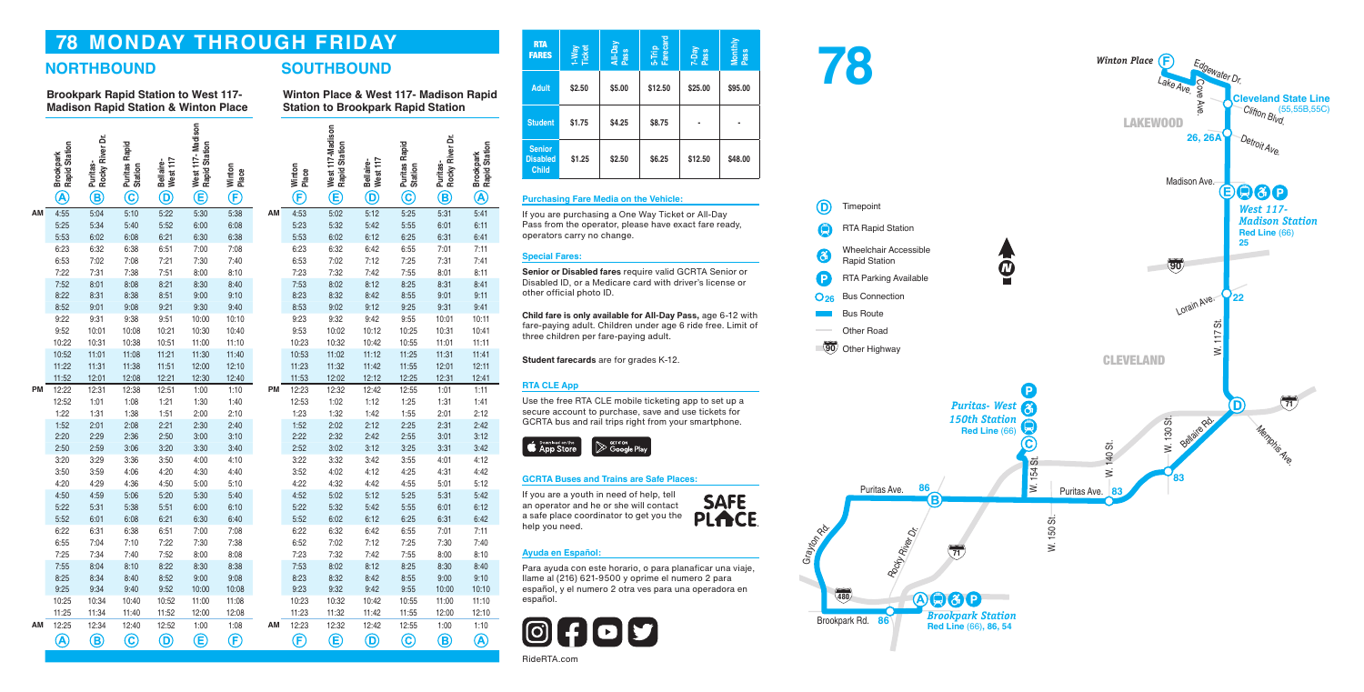# 78 MONDAY THROUGH FRIDAY

## NORTHBOUND

**Brookpark Rapid Station to West 117-Madison Rapid Station & Winton Place**

| | Brookpark Rapid Station (A) | Puritas-Rocky River Dr. (B) | Puritas Rapid Station (C) | Bellaire-West 117 (D) | West 117-Madison Rapid Station (E) | Winton Place (F) |
|---|---|---|---|---|---|---|
| AM | 4:55 | 5:04 | 5:10 | 5:22 | 5:30 | 5:38 |
| | 5:25 | 5:34 | 5:40 | 5:52 | 6:00 | 6:08 |
| | 5:53 | 6:02 | 6:08 | 6:21 | 6:30 | 6:38 |
| | 6:23 | 6:32 | 6:38 | 6:51 | 7:00 | 7:08 |
| | 6:53 | 7:02 | 7:08 | 7:21 | 7:30 | 7:40 |
| | 7:22 | 7:31 | 7:38 | 7:51 | 8:00 | 8:10 |
| | 7:52 | 8:01 | 8:08 | 8:21 | 8:30 | 8:40 |
| | 8:22 | 8:31 | 8:38 | 8:51 | 9:00 | 9:10 |
| | 8:52 | 9:01 | 9:08 | 9:21 | 9:30 | 9:40 |
| | 9:22 | 9:31 | 9:38 | 9:51 | 10:00 | 10:10 |
| | 9:52 | 10:01 | 10:08 | 10:21 | 10:30 | 10:40 |
| | 10:22 | 10:31 | 10:38 | 10:51 | 11:00 | 11:10 |
| | 10:52 | 11:01 | 11:08 | 11:21 | 11:30 | 11:40 |
| | 11:22 | 11:31 | 11:38 | 11:51 | 12:00 | 12:10 |
| | 11:52 | 12:01 | 12:08 | 12:21 | 12:30 | 12:40 |
| PM | 12:22 | 12:31 | 12:38 | 12:51 | 1:00 | 1:10 |
| | 12:52 | 1:01 | 1:08 | 1:21 | 1:30 | 1:40 |
| | 1:22 | 1:31 | 1:38 | 1:51 | 2:00 | 2:10 |
| | 1:52 | 2:01 | 2:08 | 2:21 | 2:30 | 2:40 |
| | 2:20 | 2:29 | 2:36 | 2:50 | 3:00 | 3:10 |
| | 2:50 | 2:59 | 3:06 | 3:20 | 3:30 | 3:40 |
| | 3:20 | 3:29 | 3:36 | 3:50 | 4:00 | 4:10 |
| | 3:50 | 3:59 | 4:06 | 4:20 | 4:30 | 4:40 |
| | 4:20 | 4:29 | 4:36 | 4:50 | 5:00 | 5:10 |
| | 4:50 | 4:59 | 5:06 | 5:20 | 5:30 | 5:40 |
| | 5:22 | 5:31 | 5:38 | 5:51 | 6:00 | 6:10 |
| | 5:52 | 6:01 | 6:08 | 6:21 | 6:30 | 6:40 |
| | 6:22 | 6:31 | 6:38 | 6:51 | 7:00 | 7:08 |
| | 6:55 | 7:04 | 7:10 | 7:22 | 7:30 | 7:38 |
| | 7:25 | 7:34 | 7:40 | 7:52 | 8:00 | 8:08 |
| | 7:55 | 8:04 | 8:10 | 8:22 | 8:30 | 8:38 |
| | 8:25 | 8:34 | 8:40 | 8:52 | 9:00 | 9:08 |
| | 9:25 | 9:34 | 9:40 | 9:52 | 10:00 | 10:08 |
| | 10:25 | 10:34 | 10:40 | 10:52 | 11:00 | 11:08 |
| | 11:25 | 11:34 | 11:40 | 11:52 | 12:00 | 12:08 |
| AM | 12:25 | 12:34 | 12:40 | 12:52 | 1:00 | 1:08 |

## SOUTHBOUND

**Winton Place & West 117-Madison Rapid Station to Brookpark Rapid Station**

| | Winton Place (F) | West 117-Madison Rapid Station (E) | Bellaire-West 117 (D) | Puritas Rapid Station (C) | Puritas-Rocky River Dr. (B) | Brookpark Rapid Station (A) |
|---|---|---|---|---|---|---|
| AM | 4:53 | 5:02 | 5:12 | 5:25 | 5:31 | 5:41 |
| | 5:23 | 5:32 | 5:42 | 5:55 | 6:01 | 6:11 |
| | 5:53 | 6:02 | 6:12 | 6:25 | 6:31 | 6:41 |
| | 6:23 | 6:32 | 6:42 | 6:55 | 7:01 | 7:11 |
| | 6:53 | 7:02 | 7:12 | 7:25 | 7:31 | 7:41 |
| | 7:23 | 7:32 | 7:42 | 7:55 | 8:01 | 8:11 |
| | 7:53 | 8:02 | 8:12 | 8:25 | 8:31 | 8:41 |
| | 8:23 | 8:32 | 8:42 | 8:55 | 9:01 | 9:11 |
| | 8:53 | 9:02 | 9:12 | 9:25 | 9:31 | 9:41 |
| | 9:23 | 9:32 | 9:42 | 9:55 | 10:01 | 10:11 |
| | 9:53 | 10:02 | 10:12 | 10:25 | 10:31 | 10:41 |
| | 10:23 | 10:32 | 10:42 | 10:55 | 11:01 | 11:11 |
| | 10:53 | 11:02 | 11:12 | 11:25 | 11:31 | 11:41 |
| | 11:23 | 11:32 | 11:42 | 11:55 | 12:01 | 12:11 |
| | 11:53 | 12:02 | 12:12 | 12:25 | 12:31 | 12:41 |
| PM | 12:23 | 12:32 | 12:42 | 12:55 | 1:01 | 1:11 |
| | 12:53 | 1:02 | 1:12 | 1:25 | 1:31 | 1:41 |
| | 1:23 | 1:32 | 1:42 | 1:55 | 2:01 | 2:12 |
| | 1:52 | 2:02 | 2:12 | 2:25 | 2:31 | 2:42 |
| | 2:22 | 2:32 | 2:42 | 2:55 | 3:01 | 3:12 |
| | 2:52 | 3:02 | 3:12 | 3:25 | 3:31 | 3:42 |
| | 3:22 | 3:32 | 3:42 | 3:55 | 4:01 | 4:12 |
| | 3:52 | 4:02 | 4:12 | 4:25 | 4:31 | 4:42 |
| | 4:22 | 4:32 | 4:42 | 4:55 | 5:01 | 5:12 |
| | 4:52 | 5:02 | 5:12 | 5:25 | 5:31 | 5:42 |
| | 5:22 | 5:32 | 5:42 | 5:55 | 6:01 | 6:12 |
| | 5:52 | 6:02 | 6:12 | 6:25 | 6:31 | 6:42 |
| | 6:22 | 6:32 | 6:42 | 6:55 | 7:01 | 7:11 |
| | 6:52 | 7:02 | 7:12 | 7:25 | 7:30 | 7:40 |
| | 7:23 | 7:32 | 7:42 | 7:55 | 8:00 | 8:10 |
| | 7:53 | 8:02 | 8:12 | 8:25 | 8:30 | 8:40 |
| | 8:23 | 8:32 | 8:42 | 8:55 | 9:00 | 9:10 |
| | 9:23 | 9:32 | 9:42 | 9:55 | 10:00 | 10:10 |
| | 10:23 | 10:32 | 10:42 | 10:55 | 11:00 | 11:10 |
| | 11:23 | 11:32 | 11:42 | 11:55 | 12:00 | 12:10 |
| AM | 12:23 | 12:32 | 12:42 | 12:55 | 1:00 | 1:10 |

| RTA FARES | 1-Way Ticket | All-Day Pass | 5-Trip Farecard | 7-Day Pass | Monthly Pass |
|---|---|---|---|---|---|
| Adult | $2.50 | $5.00 | $12.50 | $25.00 | $95.00 |
| Student | $1.75 | $4.25 | $8.75 | - | - |
| Senior Disabled Child | $1.25 | $2.50 | $6.25 | $12.50 | $48.00 |

### Purchasing Fare Media on the Vehicle:

If you are purchasing a One Way Ticket or All-Day Pass from the operator, please have exact fare ready, operators carry no change.

### Special Fares:

**Senior or Disabled fares** require valid GCRTA Senior or Disabled ID, or a Medicare card with driver's license or other official photo ID.

**Child fare is only available for All-Day Pass,** age 6-12 with fare-paying adult. Children under age 6 ride free. Limit of three children per fare-paying adult.

**Student farecards** are for grades K-12.

### RTA CLE App

Use the free RTA CLE mobile ticketing app to set up a secure account to purchase, save and use tickets for GCRTA bus and rail trips right from your smartphone.

Download on the App Store | GET IT ON Google Play

### GCRTA Buses and Trains are Safe Places:

If you are a youth in need of help, tell an operator and he or she will contact a safe place coordinator to get you the help you need.

SAFE PLACE

### Ayuda en Español:

Para ayuda con este horario, o para planificar una viaje, llame al (216) 621-9500 y oprime el numero 2 para español, y el numero 2 otra ves para una operadora en español.

RideRTA.com

# 78

(D) Timepoint
RTA Rapid Station
Wheelchair Accessible Rapid Station
(P) RTA Parking Available
26 Bus Connection
Bus Route
Other Road
90 Other Highway

Winton Place (F)
Edgewater Dr.
Lake Ave.
Cove Ave.
Cleveland State Line (55,55B,55C)
Clifton Blvd.
LAKEWOOD
26, 26A
Detroit Ave.
Madison Ave.
(E) *West 117-Madison Station* Red Line (66) 25
90
Lorain Ave.
22
W. 117 St.
CLEVELAND
(D)
71
W. 130 St.
Bellaire Rd.
Memphis Ave.
W. 140 St.
83
*Puritas- West 150th Station* Red Line (66) (C) (P)
Puritas Ave. 86
(B)
W. 154 St.
Puritas Ave. 83
W. 150 St.
Grayton Rd.
Rocky River Dr.
71
480
(A) (P)
Brookpark Rd. 86
*Brookpark Station* Red Line (66), 86, 54